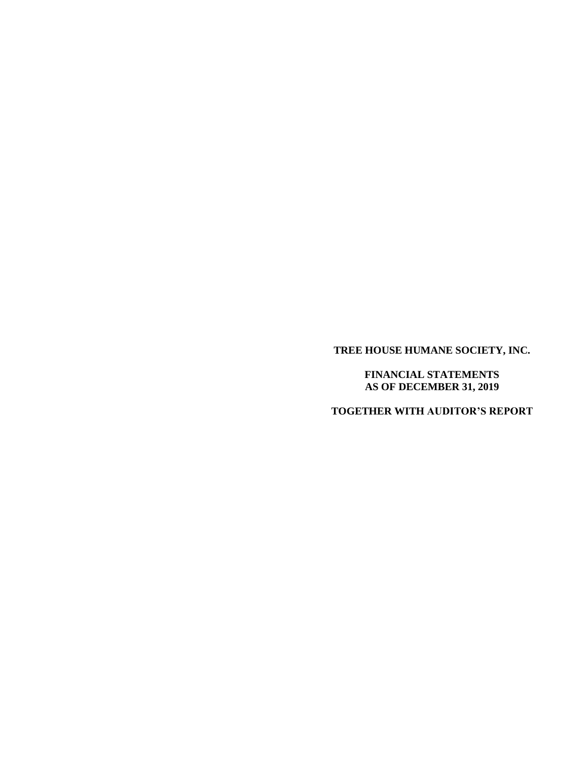# TREE HOUSE HUMANE SOCIETY, INC.

## FINANCIAL STATEMENTS
## AS OF DECEMBER 31, 2019

## TOGETHER WITH AUDITOR'S REPORT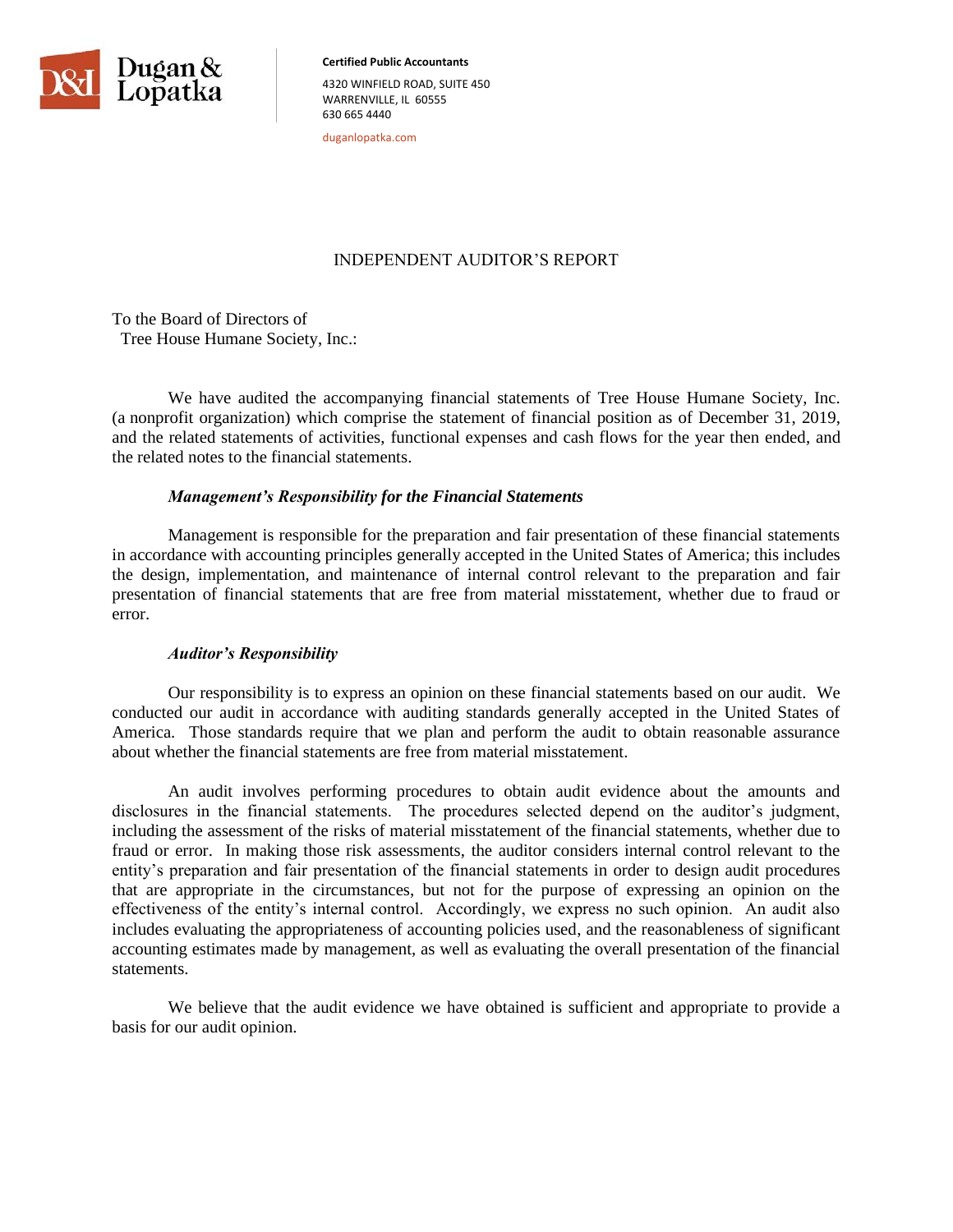**Dugan & Lopatka**

**Certified Public Accountants**

4320 WINFIELD ROAD, SUITE 450
WARRENVILLE, IL 60555
630 665 4440

duganlopatka.com

# INDEPENDENT AUDITOR'S REPORT

To the Board of Directors of
Tree House Humane Society, Inc.:

We have audited the accompanying financial statements of Tree House Humane Society, Inc. (a nonprofit organization) which comprise the statement of financial position as of December 31, 2019, and the related statements of activities, functional expenses and cash flows for the year then ended, and the related notes to the financial statements.

***Management's Responsibility for the Financial Statements***

Management is responsible for the preparation and fair presentation of these financial statements in accordance with accounting principles generally accepted in the United States of America; this includes the design, implementation, and maintenance of internal control relevant to the preparation and fair presentation of financial statements that are free from material misstatement, whether due to fraud or error.

***Auditor's Responsibility***

Our responsibility is to express an opinion on these financial statements based on our audit. We conducted our audit in accordance with auditing standards generally accepted in the United States of America. Those standards require that we plan and perform the audit to obtain reasonable assurance about whether the financial statements are free from material misstatement.

An audit involves performing procedures to obtain audit evidence about the amounts and disclosures in the financial statements. The procedures selected depend on the auditor's judgment, including the assessment of the risks of material misstatement of the financial statements, whether due to fraud or error. In making those risk assessments, the auditor considers internal control relevant to the entity's preparation and fair presentation of the financial statements in order to design audit procedures that are appropriate in the circumstances, but not for the purpose of expressing an opinion on the effectiveness of the entity's internal control. Accordingly, we express no such opinion. An audit also includes evaluating the appropriateness of accounting policies used, and the reasonableness of significant accounting estimates made by management, as well as evaluating the overall presentation of the financial statements.

We believe that the audit evidence we have obtained is sufficient and appropriate to provide a basis for our audit opinion.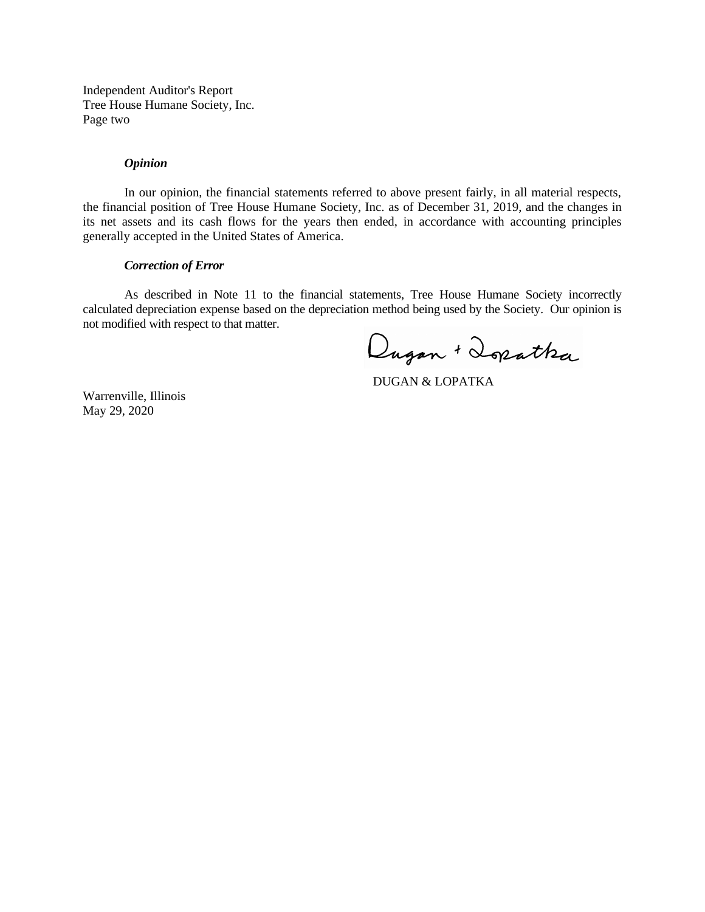Independent Auditor's Report
Tree House Humane Society, Inc.
Page two

***Opinion***

In our opinion, the financial statements referred to above present fairly, in all material respects, the financial position of Tree House Humane Society, Inc. as of December 31, 2019, and the changes in its net assets and its cash flows for the years then ended, in accordance with accounting principles generally accepted in the United States of America.

***Correction of Error***

As described in Note 11 to the financial statements, Tree House Humane Society incorrectly calculated depreciation expense based on the depreciation method being used by the Society. Our opinion is not modified with respect to that matter.

Dugan + Lopatka

DUGAN & LOPATKA

Warrenville, Illinois
May 29, 2020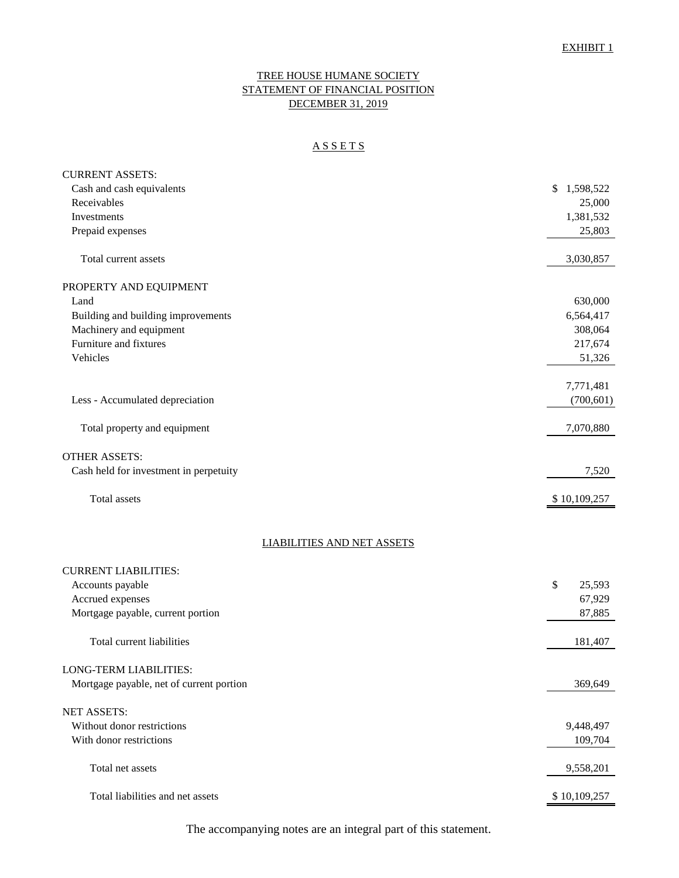EXHIBIT 1

# TREE HOUSE HUMANE SOCIETY
## STATEMENT OF FINANCIAL POSITION
## DECEMBER 31, 2019

### A S S E T S

| | |
|---|---|
| CURRENT ASSETS: | |
| Cash and cash equivalents | $ 1,598,522 |
| Receivables | 25,000 |
| Investments | 1,381,532 |
| Prepaid expenses | 25,803 |
| Total current assets | 3,030,857 |
| PROPERTY AND EQUIPMENT | |
| Land | 630,000 |
| Building and building improvements | 6,564,417 |
| Machinery and equipment | 308,064 |
| Furniture and fixtures | 217,674 |
| Vehicles | 51,326 |
| | 7,771,481 |
| Less - Accumulated depreciation | (700,601) |
| Total property and equipment | 7,070,880 |
| OTHER ASSETS: | |
| Cash held for investment in perpetuity | 7,520 |
| Total assets | $ 10,109,257 |

### LIABILITIES AND NET ASSETS

| | |
|---|---|
| CURRENT LIABILITIES: | |
| Accounts payable | $ 25,593 |
| Accrued expenses | 67,929 |
| Mortgage payable, current portion | 87,885 |
| Total current liabilities | 181,407 |
| LONG-TERM LIABILITIES: | |
| Mortgage payable, net of current portion | 369,649 |
| NET ASSETS: | |
| Without donor restrictions | 9,448,497 |
| With donor restrictions | 109,704 |
| Total net assets | 9,558,201 |
| Total liabilities and net assets | $ 10,109,257 |

The accompanying notes are an integral part of this statement.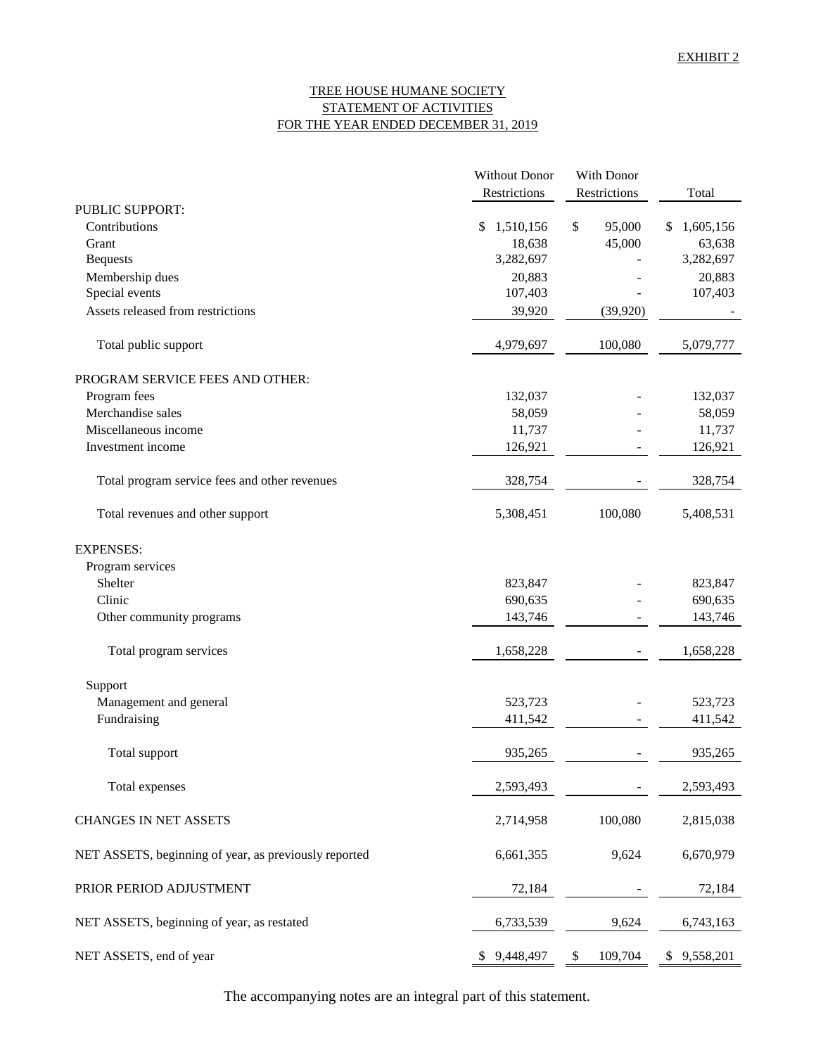EXHIBIT 2

# TREE HOUSE HUMANE SOCIETY
## STATEMENT OF ACTIVITIES
### FOR THE YEAR ENDED DECEMBER 31, 2019

| | Without Donor Restrictions | With Donor Restrictions | Total |
|---|---|---|---|
| PUBLIC SUPPORT: | | | |
| Contributions | $ 1,510,156 | $ 95,000 | $ 1,605,156 |
| Grant | 18,638 | 45,000 | 63,638 |
| Bequests | 3,282,697 | - | 3,282,697 |
| Membership dues | 20,883 | - | 20,883 |
| Special events | 107,403 | - | 107,403 |
| Assets released from restrictions | 39,920 | (39,920) | - |
| Total public support | 4,979,697 | 100,080 | 5,079,777 |
| PROGRAM SERVICE FEES AND OTHER: | | | |
| Program fees | 132,037 | - | 132,037 |
| Merchandise sales | 58,059 | - | 58,059 |
| Miscellaneous income | 11,737 | - | 11,737 |
| Investment income | 126,921 | - | 126,921 |
| Total program service fees and other revenues | 328,754 | - | 328,754 |
| Total revenues and other support | 5,308,451 | 100,080 | 5,408,531 |
| EXPENSES: | | | |
| Program services | | | |
| Shelter | 823,847 | - | 823,847 |
| Clinic | 690,635 | - | 690,635 |
| Other community programs | 143,746 | - | 143,746 |
| Total program services | 1,658,228 | - | 1,658,228 |
| Support | | | |
| Management and general | 523,723 | - | 523,723 |
| Fundraising | 411,542 | - | 411,542 |
| Total support | 935,265 | - | 935,265 |
| Total expenses | 2,593,493 | - | 2,593,493 |
| CHANGES IN NET ASSETS | 2,714,958 | 100,080 | 2,815,038 |
| NET ASSETS, beginning of year, as previously reported | 6,661,355 | 9,624 | 6,670,979 |
| PRIOR PERIOD ADJUSTMENT | 72,184 | - | 72,184 |
| NET ASSETS, beginning of year, as restated | 6,733,539 | 9,624 | 6,743,163 |
| NET ASSETS, end of year | $ 9,448,497 | $ 109,704 | $ 9,558,201 |

The accompanying notes are an integral part of this statement.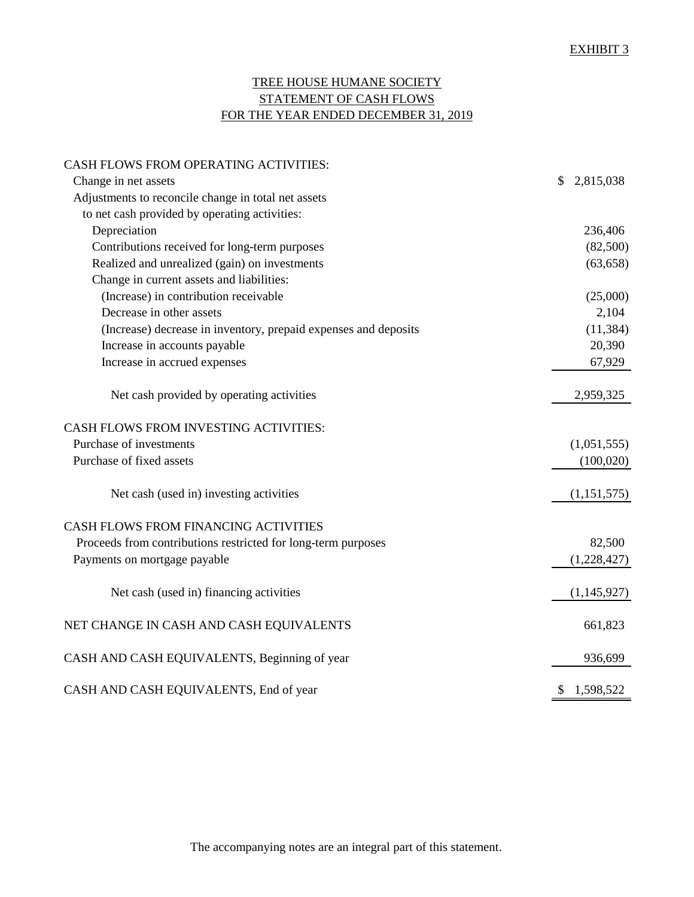EXHIBIT 3

# TREE HOUSE HUMANE SOCIETY
## STATEMENT OF CASH FLOWS
## FOR THE YEAR ENDED DECEMBER 31, 2019

| | |
|---|---|
| CASH FLOWS FROM OPERATING ACTIVITIES: | |
| Change in net assets | $ 2,815,038 |
| Adjustments to reconcile change in total net assets to net cash provided by operating activities: | |
| Depreciation | 236,406 |
| Contributions received for long-term purposes | (82,500) |
| Realized and unrealized (gain) on investments | (63,658) |
| Change in current assets and liabilities: | |
| (Increase) in contribution receivable | (25,000) |
| Decrease in other assets | 2,104 |
| (Increase) decrease in inventory, prepaid expenses and deposits | (11,384) |
| Increase in accounts payable | 20,390 |
| Increase in accrued expenses | 67,929 |
| Net cash provided by operating activities | 2,959,325 |
| CASH FLOWS FROM INVESTING ACTIVITIES: | |
| Purchase of investments | (1,051,555) |
| Purchase of fixed assets | (100,020) |
| Net cash (used in) investing activities | (1,151,575) |
| CASH FLOWS FROM FINANCING ACTIVITIES | |
| Proceeds from contributions restricted for long-term purposes | 82,500 |
| Payments on mortgage payable | (1,228,427) |
| Net cash (used in) financing activities | (1,145,927) |
| NET CHANGE IN CASH AND CASH EQUIVALENTS | 661,823 |
| CASH AND CASH EQUIVALENTS, Beginning of year | 936,699 |
| CASH AND CASH EQUIVALENTS, End of year | $ 1,598,522 |

The accompanying notes are an integral part of this statement.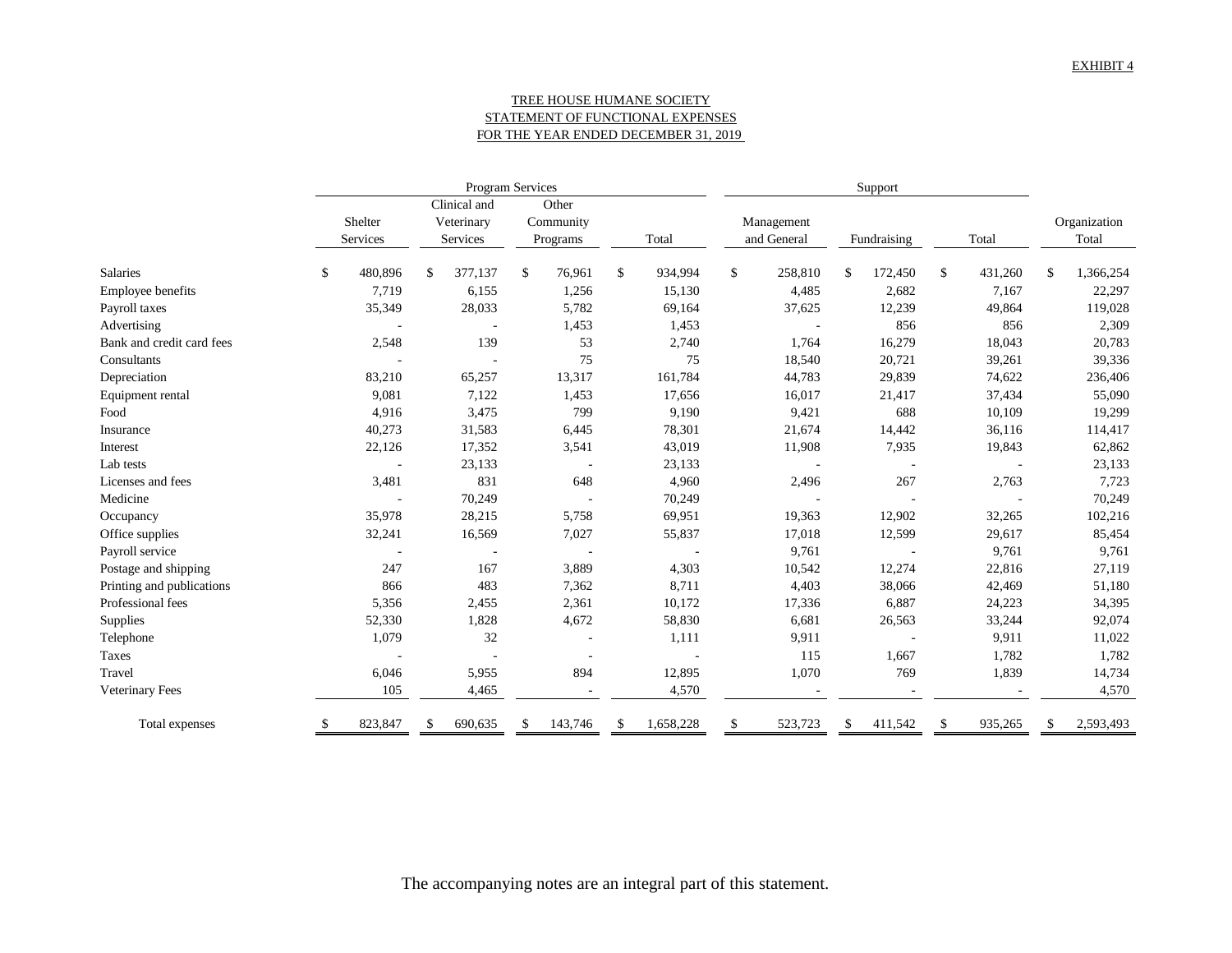EXHIBIT 4

TREE HOUSE HUMANE SOCIETY
STATEMENT OF FUNCTIONAL EXPENSES
FOR THE YEAR ENDED DECEMBER 31, 2019

| | Program Services | | | | Support | | | |
|---|---|---|---|---|---|---|---|---|
| | Shelter Services | Clinical and Veterinary Services | Other Community Programs | Total | Management and General | Fundraising | Total | Organization Total |
| Salaries | $ 480,896 | $ 377,137 | $ 76,961 | $ 934,994 | $ 258,810 | $ 172,450 | $ 431,260 | $ 1,366,254 |
| Employee benefits | 7,719 | 6,155 | 1,256 | 15,130 | 4,485 | 2,682 | 7,167 | 22,297 |
| Payroll taxes | 35,349 | 28,033 | 5,782 | 69,164 | 37,625 | 12,239 | 49,864 | 119,028 |
| Advertising | - | - | 1,453 | 1,453 | - | 856 | 856 | 2,309 |
| Bank and credit card fees | 2,548 | 139 | 53 | 2,740 | 1,764 | 16,279 | 18,043 | 20,783 |
| Consultants | - | - | 75 | 75 | 18,540 | 20,721 | 39,261 | 39,336 |
| Depreciation | 83,210 | 65,257 | 13,317 | 161,784 | 44,783 | 29,839 | 74,622 | 236,406 |
| Equipment rental | 9,081 | 7,122 | 1,453 | 17,656 | 16,017 | 21,417 | 37,434 | 55,090 |
| Food | 4,916 | 3,475 | 799 | 9,190 | 9,421 | 688 | 10,109 | 19,299 |
| Insurance | 40,273 | 31,583 | 6,445 | 78,301 | 21,674 | 14,442 | 36,116 | 114,417 |
| Interest | 22,126 | 17,352 | 3,541 | 43,019 | 11,908 | 7,935 | 19,843 | 62,862 |
| Lab tests | - | 23,133 | - | 23,133 | - | - | - | 23,133 |
| Licenses and fees | 3,481 | 831 | 648 | 4,960 | 2,496 | 267 | 2,763 | 7,723 |
| Medicine | - | 70,249 | - | 70,249 | - | - | - | 70,249 |
| Occupancy | 35,978 | 28,215 | 5,758 | 69,951 | 19,363 | 12,902 | 32,265 | 102,216 |
| Office supplies | 32,241 | 16,569 | 7,027 | 55,837 | 17,018 | 12,599 | 29,617 | 85,454 |
| Payroll service | - | - | - | - | 9,761 | - | 9,761 | 9,761 |
| Postage and shipping | 247 | 167 | 3,889 | 4,303 | 10,542 | 12,274 | 22,816 | 27,119 |
| Printing and publications | 866 | 483 | 7,362 | 8,711 | 4,403 | 38,066 | 42,469 | 51,180 |
| Professional fees | 5,356 | 2,455 | 2,361 | 10,172 | 17,336 | 6,887 | 24,223 | 34,395 |
| Supplies | 52,330 | 1,828 | 4,672 | 58,830 | 6,681 | 26,563 | 33,244 | 92,074 |
| Telephone | 1,079 | 32 | - | 1,111 | 9,911 | - | 9,911 | 11,022 |
| Taxes | - | - | - | - | 115 | 1,667 | 1,782 | 1,782 |
| Travel | 6,046 | 5,955 | 894 | 12,895 | 1,070 | 769 | 1,839 | 14,734 |
| Veterinary Fees | 105 | 4,465 | - | 4,570 | - | - | - | 4,570 |
| Total expenses | $ 823,847 | $ 690,635 | $ 143,746 | $ 1,658,228 | $ 523,723 | $ 411,542 | $ 935,265 | $ 2,593,493 |

The accompanying notes are an integral part of this statement.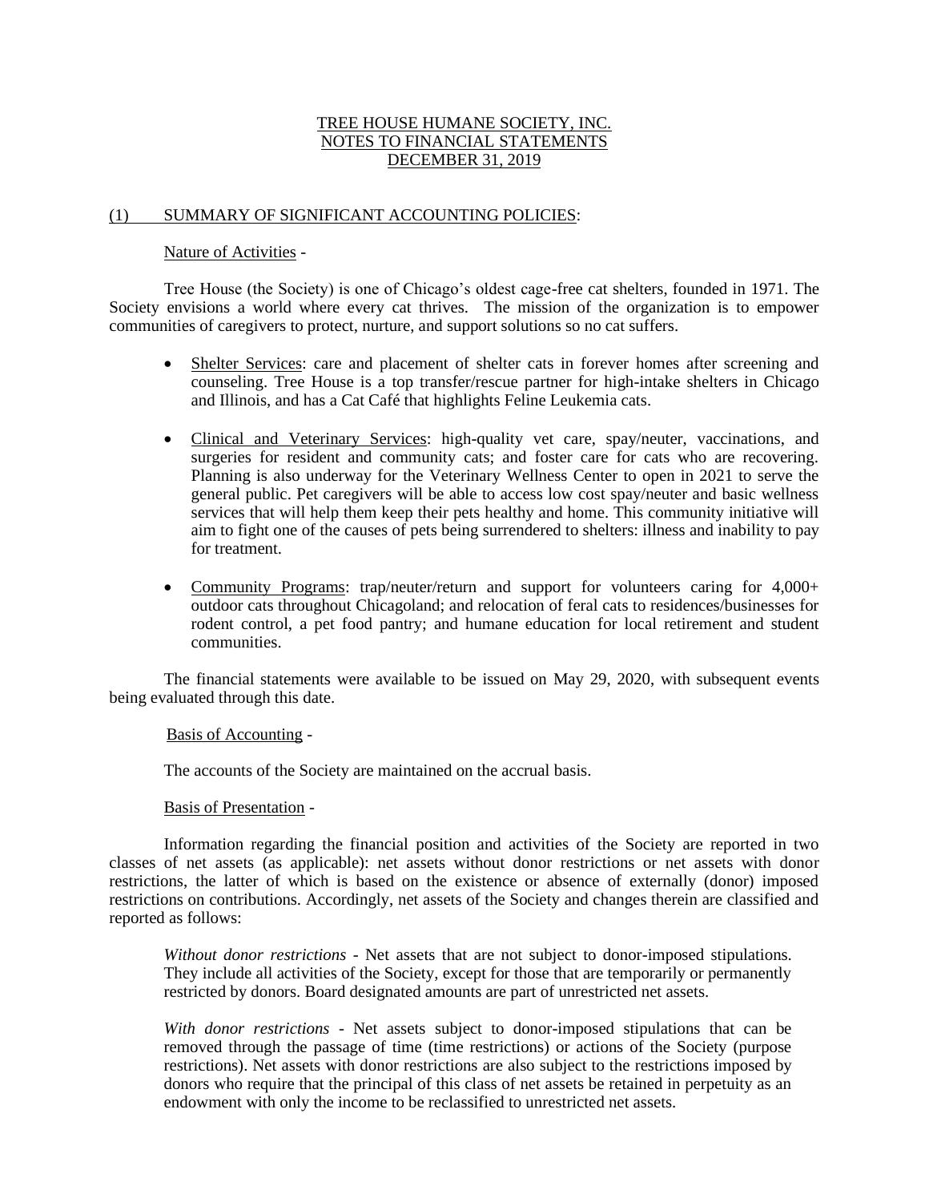# TREE HOUSE HUMANE SOCIETY, INC.
# NOTES TO FINANCIAL STATEMENTS
# DECEMBER 31, 2019

## (1) SUMMARY OF SIGNIFICANT ACCOUNTING POLICIES:

### Nature of Activities -

Tree House (the Society) is one of Chicago's oldest cage-free cat shelters, founded in 1971. The Society envisions a world where every cat thrives. The mission of the organization is to empower communities of caregivers to protect, nurture, and support solutions so no cat suffers.

- Shelter Services: care and placement of shelter cats in forever homes after screening and counseling. Tree House is a top transfer/rescue partner for high-intake shelters in Chicago and Illinois, and has a Cat Café that highlights Feline Leukemia cats.
- Clinical and Veterinary Services: high-quality vet care, spay/neuter, vaccinations, and surgeries for resident and community cats; and foster care for cats who are recovering. Planning is also underway for the Veterinary Wellness Center to open in 2021 to serve the general public. Pet caregivers will be able to access low cost spay/neuter and basic wellness services that will help them keep their pets healthy and home. This community initiative will aim to fight one of the causes of pets being surrendered to shelters: illness and inability to pay for treatment.
- Community Programs: trap/neuter/return and support for volunteers caring for 4,000+ outdoor cats throughout Chicagoland; and relocation of feral cats to residences/businesses for rodent control, a pet food pantry; and humane education for local retirement and student communities.

The financial statements were available to be issued on May 29, 2020, with subsequent events being evaluated through this date.

### Basis of Accounting -

The accounts of the Society are maintained on the accrual basis.

### Basis of Presentation -

Information regarding the financial position and activities of the Society are reported in two classes of net assets (as applicable): net assets without donor restrictions or net assets with donor restrictions, the latter of which is based on the existence or absence of externally (donor) imposed restrictions on contributions. Accordingly, net assets of the Society and changes therein are classified and reported as follows:

*Without donor restrictions* - Net assets that are not subject to donor-imposed stipulations. They include all activities of the Society, except for those that are temporarily or permanently restricted by donors. Board designated amounts are part of unrestricted net assets.

*With donor restrictions* - Net assets subject to donor-imposed stipulations that can be removed through the passage of time (time restrictions) or actions of the Society (purpose restrictions). Net assets with donor restrictions are also subject to the restrictions imposed by donors who require that the principal of this class of net assets be retained in perpetuity as an endowment with only the income to be reclassified to unrestricted net assets.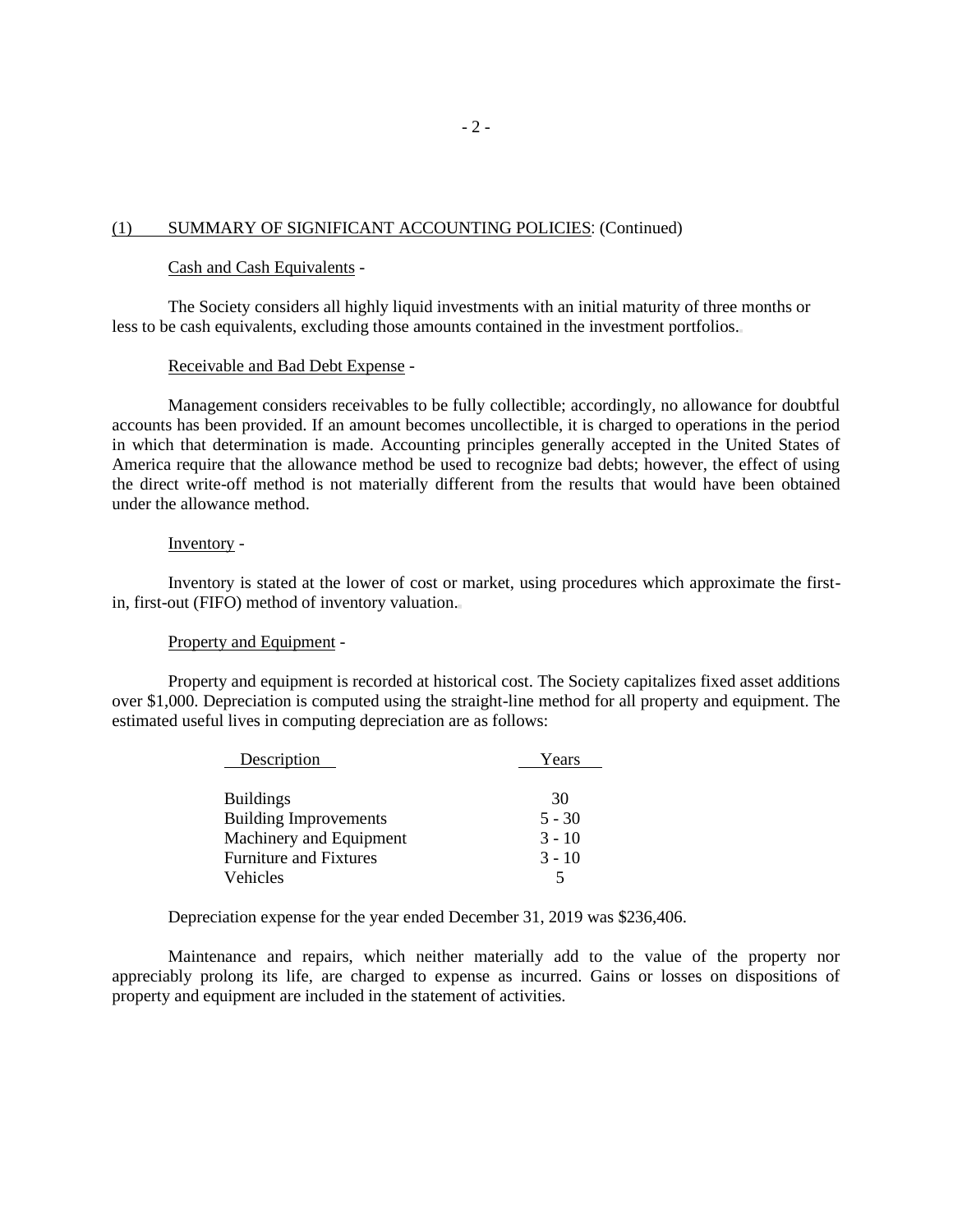## (1) SUMMARY OF SIGNIFICANT ACCOUNTING POLICIES: (Continued)

### Cash and Cash Equivalents -

The Society considers all highly liquid investments with an initial maturity of three months or less to be cash equivalents, excluding those amounts contained in the investment portfolios.

### Receivable and Bad Debt Expense -

Management considers receivables to be fully collectible; accordingly, no allowance for doubtful accounts has been provided. If an amount becomes uncollectible, it is charged to operations in the period in which that determination is made. Accounting principles generally accepted in the United States of America require that the allowance method be used to recognize bad debts; however, the effect of using the direct write-off method is not materially different from the results that would have been obtained under the allowance method.

### Inventory -

Inventory is stated at the lower of cost or market, using procedures which approximate the first-in, first-out (FIFO) method of inventory valuation.

### Property and Equipment -

Property and equipment is recorded at historical cost. The Society capitalizes fixed asset additions over $1,000. Depreciation is computed using the straight-line method for all property and equipment. The estimated useful lives in computing depreciation are as follows:

| Description | Years |
|---|---|
| Buildings | 30 |
| Building Improvements | 5 - 30 |
| Machinery and Equipment | 3 - 10 |
| Furniture and Fixtures | 3 - 10 |
| Vehicles | 5 |

Depreciation expense for the year ended December 31, 2019 was $236,406.

Maintenance and repairs, which neither materially add to the value of the property nor appreciably prolong its life, are charged to expense as incurred. Gains or losses on dispositions of property and equipment are included in the statement of activities.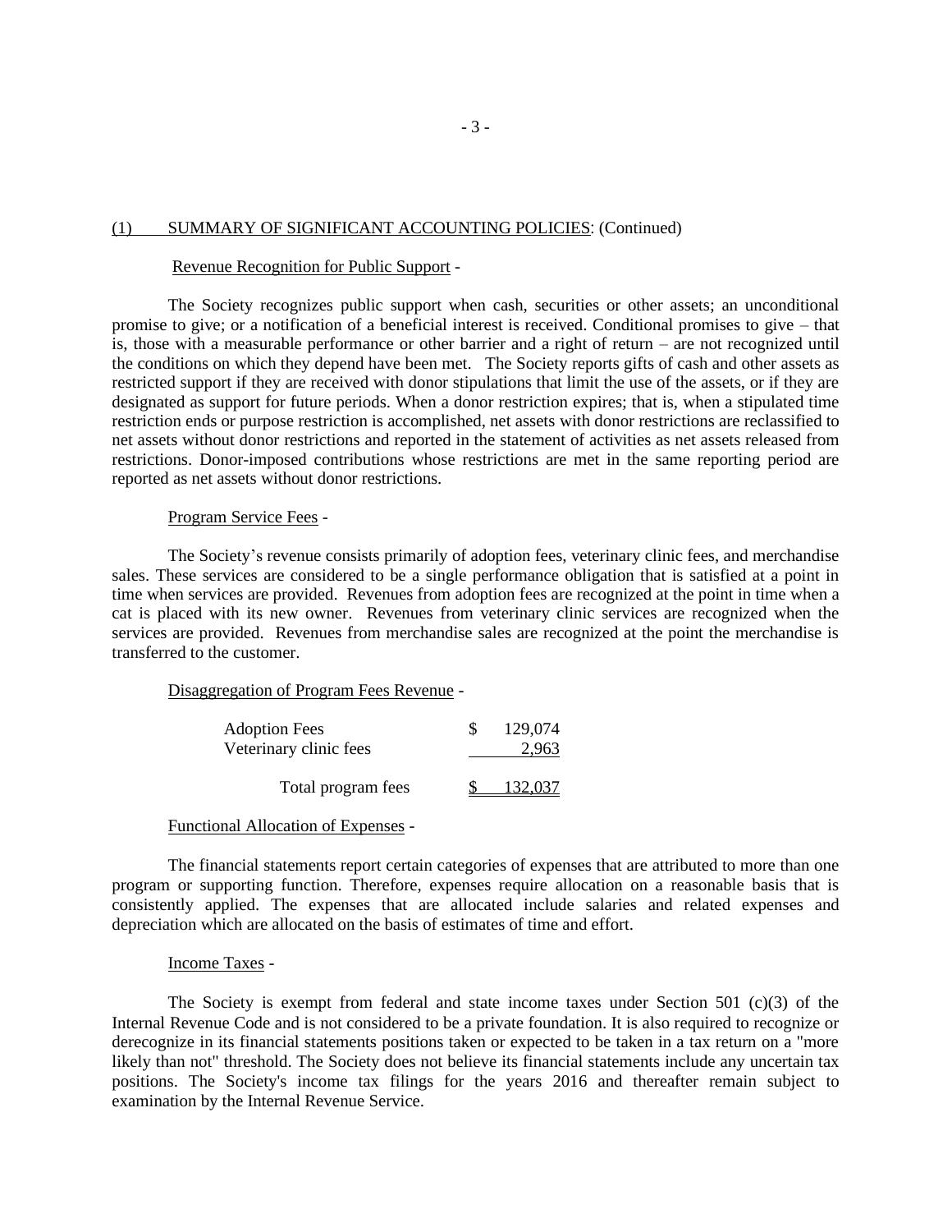## (1) SUMMARY OF SIGNIFICANT ACCOUNTING POLICIES: (Continued)

### Revenue Recognition for Public Support -

The Society recognizes public support when cash, securities or other assets; an unconditional promise to give; or a notification of a beneficial interest is received. Conditional promises to give – that is, those with a measurable performance or other barrier and a right of return – are not recognized until the conditions on which they depend have been met. The Society reports gifts of cash and other assets as restricted support if they are received with donor stipulations that limit the use of the assets, or if they are designated as support for future periods. When a donor restriction expires; that is, when a stipulated time restriction ends or purpose restriction is accomplished, net assets with donor restrictions are reclassified to net assets without donor restrictions and reported in the statement of activities as net assets released from restrictions. Donor-imposed contributions whose restrictions are met in the same reporting period are reported as net assets without donor restrictions.

### Program Service Fees -

The Society's revenue consists primarily of adoption fees, veterinary clinic fees, and merchandise sales. These services are considered to be a single performance obligation that is satisfied at a point in time when services are provided. Revenues from adoption fees are recognized at the point in time when a cat is placed with its new owner. Revenues from veterinary clinic services are recognized when the services are provided. Revenues from merchandise sales are recognized at the point the merchandise is transferred to the customer.

### Disaggregation of Program Fees Revenue -

| | |
|---|---|
| Adoption Fees | $ 129,074 |
| Veterinary clinic fees | 2,963 |
| Total program fees | $ 132,037 |

### Functional Allocation of Expenses -

The financial statements report certain categories of expenses that are attributed to more than one program or supporting function. Therefore, expenses require allocation on a reasonable basis that is consistently applied. The expenses that are allocated include salaries and related expenses and depreciation which are allocated on the basis of estimates of time and effort.

### Income Taxes -

The Society is exempt from federal and state income taxes under Section 501 (c)(3) of the Internal Revenue Code and is not considered to be a private foundation. It is also required to recognize or derecognize in its financial statements positions taken or expected to be taken in a tax return on a "more likely than not" threshold. The Society does not believe its financial statements include any uncertain tax positions. The Society's income tax filings for the years 2016 and thereafter remain subject to examination by the Internal Revenue Service.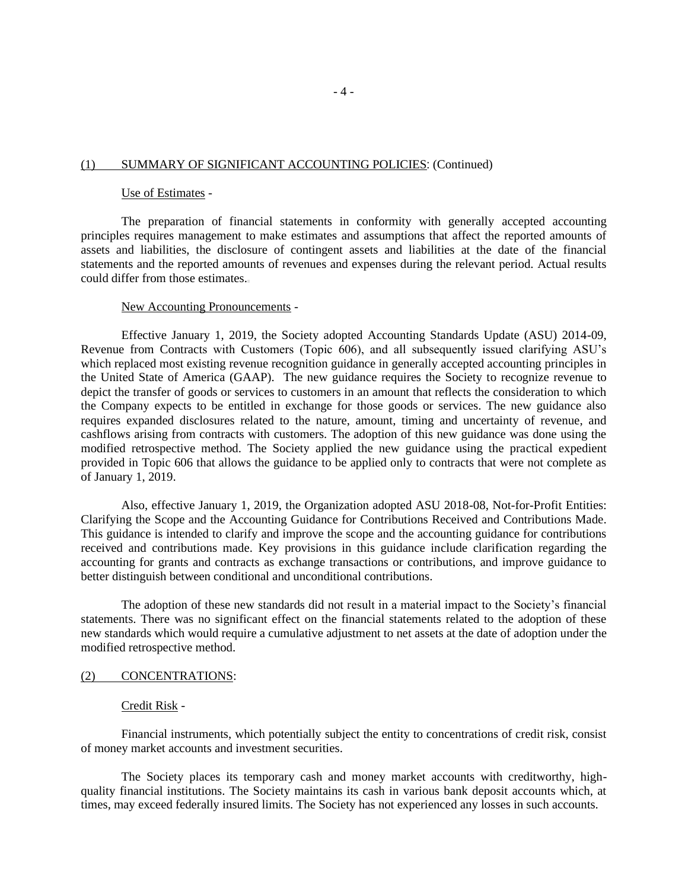(1) SUMMARY OF SIGNIFICANT ACCOUNTING POLICIES: (Continued)

Use of Estimates -

The preparation of financial statements in conformity with generally accepted accounting principles requires management to make estimates and assumptions that affect the reported amounts of assets and liabilities, the disclosure of contingent assets and liabilities at the date of the financial statements and the reported amounts of revenues and expenses during the relevant period. Actual results could differ from those estimates.

New Accounting Pronouncements -

Effective January 1, 2019, the Society adopted Accounting Standards Update (ASU) 2014-09, Revenue from Contracts with Customers (Topic 606), and all subsequently issued clarifying ASU's which replaced most existing revenue recognition guidance in generally accepted accounting principles in the United State of America (GAAP). The new guidance requires the Society to recognize revenue to depict the transfer of goods or services to customers in an amount that reflects the consideration to which the Company expects to be entitled in exchange for those goods or services. The new guidance also requires expanded disclosures related to the nature, amount, timing and uncertainty of revenue, and cashflows arising from contracts with customers. The adoption of this new guidance was done using the modified retrospective method. The Society applied the new guidance using the practical expedient provided in Topic 606 that allows the guidance to be applied only to contracts that were not complete as of January 1, 2019.

Also, effective January 1, 2019, the Organization adopted ASU 2018-08, Not-for-Profit Entities: Clarifying the Scope and the Accounting Guidance for Contributions Received and Contributions Made. This guidance is intended to clarify and improve the scope and the accounting guidance for contributions received and contributions made. Key provisions in this guidance include clarification regarding the accounting for grants and contracts as exchange transactions or contributions, and improve guidance to better distinguish between conditional and unconditional contributions.

The adoption of these new standards did not result in a material impact to the Society's financial statements. There was no significant effect on the financial statements related to the adoption of these new standards which would require a cumulative adjustment to net assets at the date of adoption under the modified retrospective method.

(2) CONCENTRATIONS:

Credit Risk -

Financial instruments, which potentially subject the entity to concentrations of credit risk, consist of money market accounts and investment securities.

The Society places its temporary cash and money market accounts with creditworthy, high-quality financial institutions. The Society maintains its cash in various bank deposit accounts which, at times, may exceed federally insured limits. The Society has not experienced any losses in such accounts.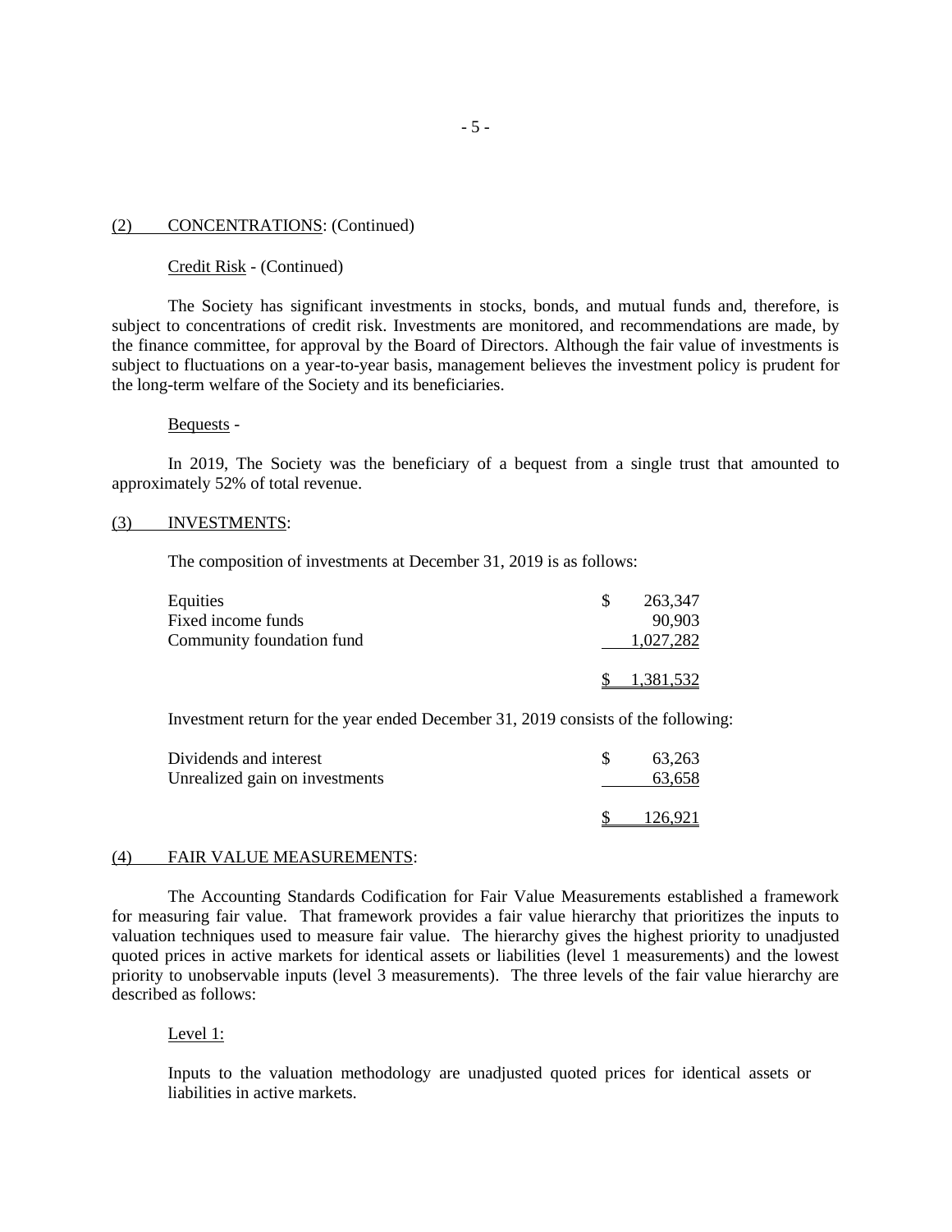## (2) CONCENTRATIONS: (Continued)

Credit Risk - (Continued)

The Society has significant investments in stocks, bonds, and mutual funds and, therefore, is subject to concentrations of credit risk. Investments are monitored, and recommendations are made, by the finance committee, for approval by the Board of Directors. Although the fair value of investments is subject to fluctuations on a year-to-year basis, management believes the investment policy is prudent for the long-term welfare of the Society and its beneficiaries.

Bequests -

In 2019, The Society was the beneficiary of a bequest from a single trust that amounted to approximately 52% of total revenue.

## (3) INVESTMENTS:

The composition of investments at December 31, 2019 is as follows:

| | |
|---|---|
| Equities | $ 263,347 |
| Fixed income funds | 90,903 |
| Community foundation fund | 1,027,282 |
| | $ 1,381,532 |

Investment return for the year ended December 31, 2019 consists of the following:

| | |
|---|---|
| Dividends and interest | $ 63,263 |
| Unrealized gain on investments | 63,658 |
| | $ 126,921 |

## (4) FAIR VALUE MEASUREMENTS:

The Accounting Standards Codification for Fair Value Measurements established a framework for measuring fair value. That framework provides a fair value hierarchy that prioritizes the inputs to valuation techniques used to measure fair value. The hierarchy gives the highest priority to unadjusted quoted prices in active markets for identical assets or liabilities (level 1 measurements) and the lowest priority to unobservable inputs (level 3 measurements). The three levels of the fair value hierarchy are described as follows:

Level 1:

Inputs to the valuation methodology are unadjusted quoted prices for identical assets or liabilities in active markets.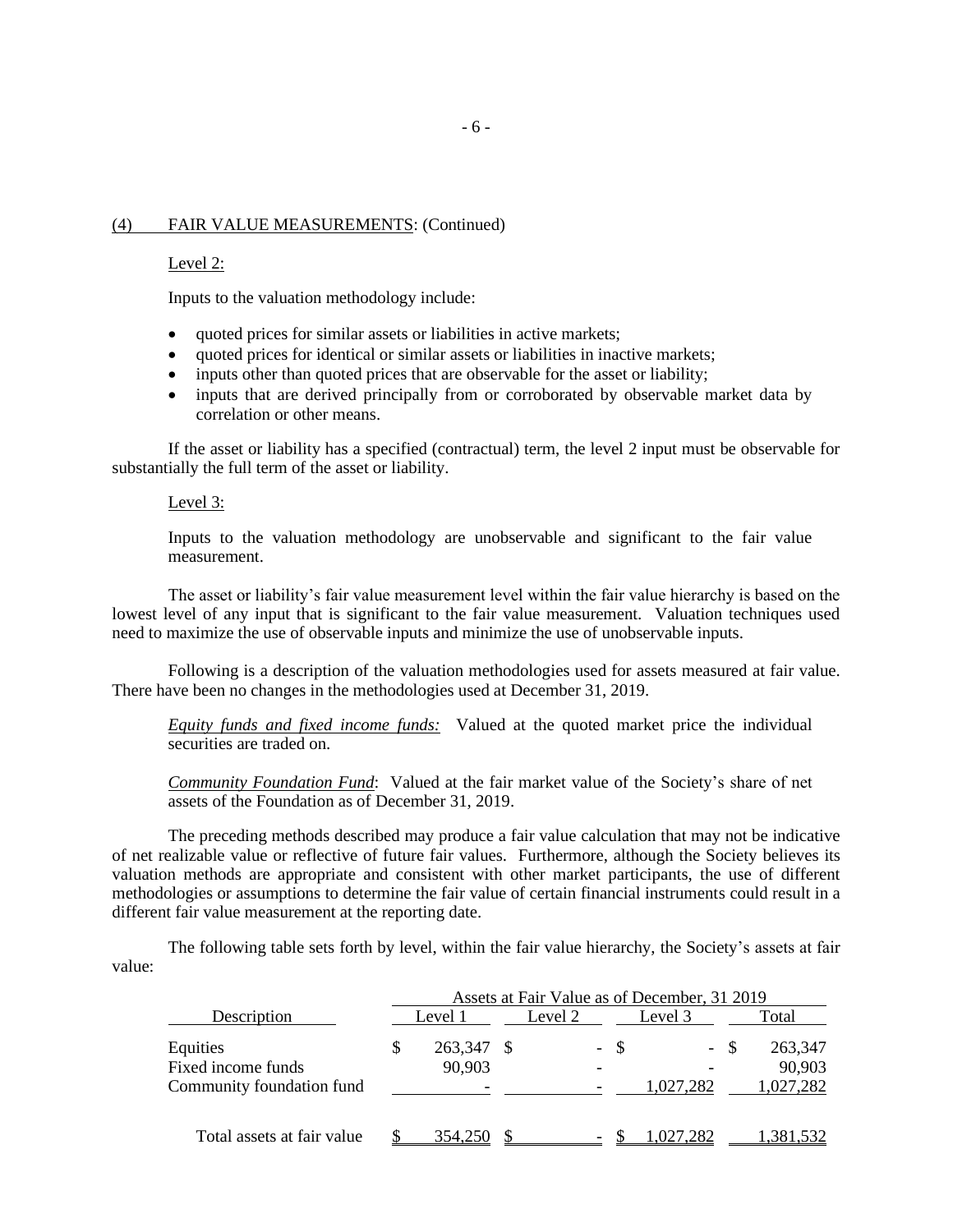(4) FAIR VALUE MEASUREMENTS: (Continued)

Level 2:

Inputs to the valuation methodology include:

- quoted prices for similar assets or liabilities in active markets;
- quoted prices for identical or similar assets or liabilities in inactive markets;
- inputs other than quoted prices that are observable for the asset or liability;
- inputs that are derived principally from or corroborated by observable market data by correlation or other means.

If the asset or liability has a specified (contractual) term, the level 2 input must be observable for substantially the full term of the asset or liability.

Level 3:

Inputs to the valuation methodology are unobservable and significant to the fair value measurement.

The asset or liability's fair value measurement level within the fair value hierarchy is based on the lowest level of any input that is significant to the fair value measurement. Valuation techniques used need to maximize the use of observable inputs and minimize the use of unobservable inputs.

Following is a description of the valuation methodologies used for assets measured at fair value. There have been no changes in the methodologies used at December 31, 2019.

*Equity funds and fixed income funds:* Valued at the quoted market price the individual securities are traded on.

*Community Foundation Fund*: Valued at the fair market value of the Society's share of net assets of the Foundation as of December 31, 2019.

The preceding methods described may produce a fair value calculation that may not be indicative of net realizable value or reflective of future fair values. Furthermore, although the Society believes its valuation methods are appropriate and consistent with other market participants, the use of different methodologies or assumptions to determine the fair value of certain financial instruments could result in a different fair value measurement at the reporting date.

The following table sets forth by level, within the fair value hierarchy, the Society's assets at fair value:

| | Assets at Fair Value as of December, 31 2019 | | | |
|---|---|---|---|---|
| Description | Level 1 | Level 2 | Level 3 | Total |
| Equities | $ 263,347 | $ - | $ - | $ 263,347 |
| Fixed income funds | 90,903 | - | - | 90,903 |
| Community foundation fund | - | - | 1,027,282 | 1,027,282 |
| Total assets at fair value | $ 354,250 | $ - | $ 1,027,282 | 1,381,532 |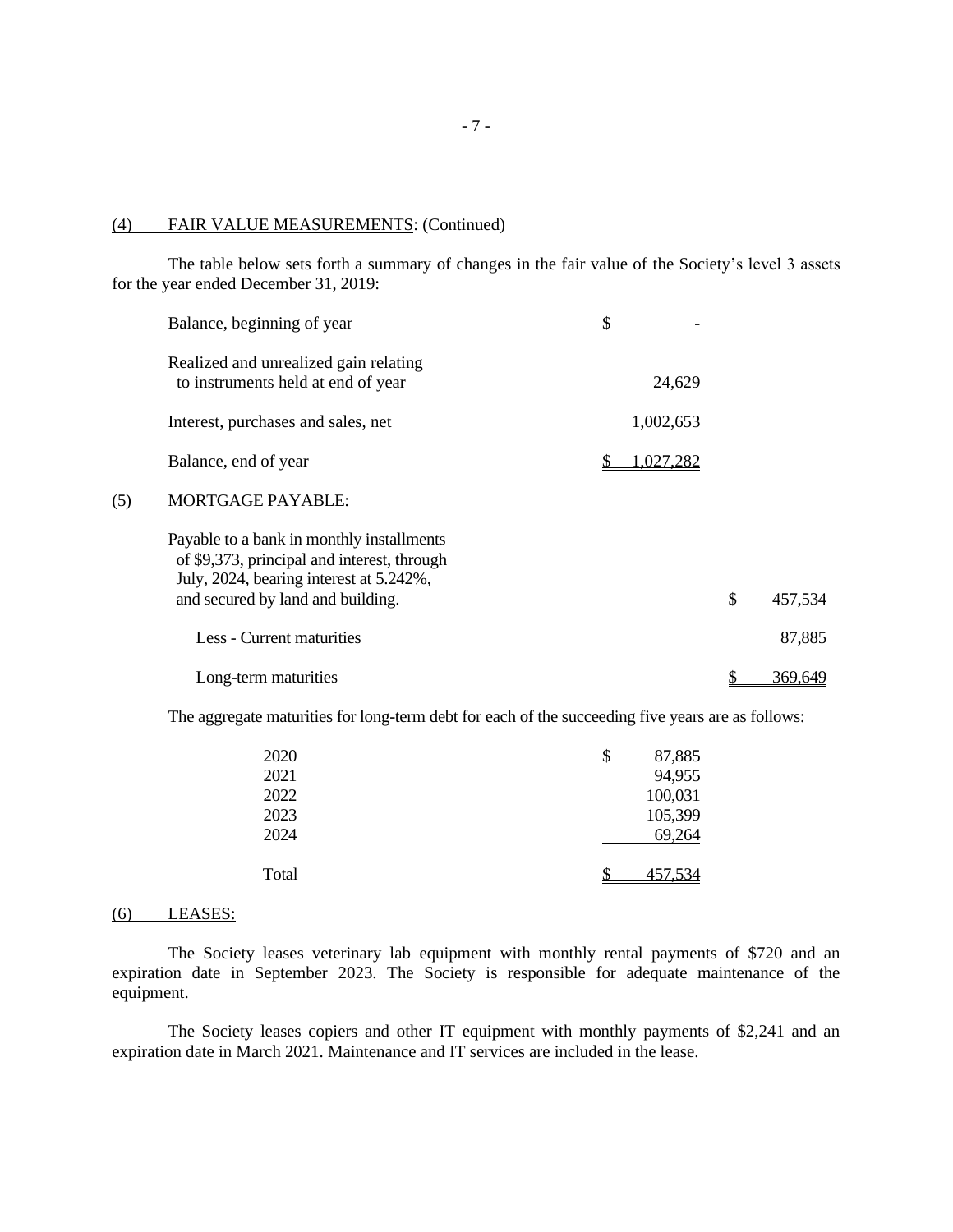## (4) FAIR VALUE MEASUREMENTS: (Continued)

The table below sets forth a summary of changes in the fair value of the Society's level 3 assets for the year ended December 31, 2019:

| | |
|---|---|
| Balance, beginning of year | $ - |
| Realized and unrealized gain relating to instruments held at end of year | 24,629 |
| Interest, purchases and sales, net | 1,002,653 |
| Balance, end of year | $ 1,027,282 |

## (5) MORTGAGE PAYABLE:

| | |
|---|---|
| Payable to a bank in monthly installments of $9,373, principal and interest, through July, 2024, bearing interest at 5.242%, and secured by land and building. | $ 457,534 |
| Less - Current maturities | 87,885 |
| Long-term maturities | $ 369,649 |

The aggregate maturities for long-term debt for each of the succeeding five years are as follows:

| | |
|---|---|
| 2020 | $ 87,885 |
| 2021 | 94,955 |
| 2022 | 100,031 |
| 2023 | 105,399 |
| 2024 | 69,264 |
| Total | $ 457,534 |

## (6) LEASES:

The Society leases veterinary lab equipment with monthly rental payments of $720 and an expiration date in September 2023. The Society is responsible for adequate maintenance of the equipment.

The Society leases copiers and other IT equipment with monthly payments of $2,241 and an expiration date in March 2021. Maintenance and IT services are included in the lease.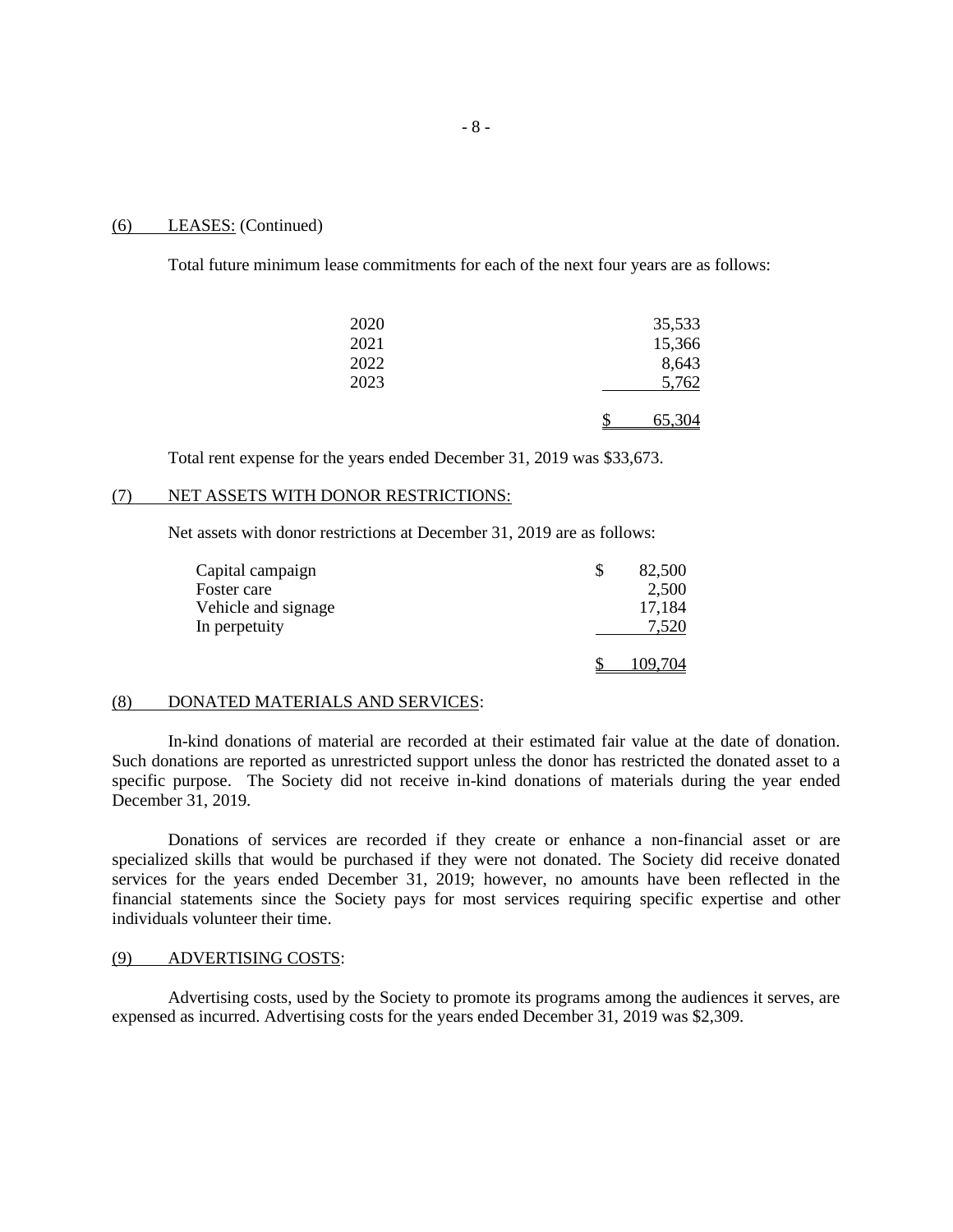## (6) LEASES: (Continued)

Total future minimum lease commitments for each of the next four years are as follows:

| | |
|---|---|
| 2020 | 35,533 |
| 2021 | 15,366 |
| 2022 | 8,643 |
| 2023 | 5,762 |
| | $ 65,304 |

Total rent expense for the years ended December 31, 2019 was $33,673.

## (7) NET ASSETS WITH DONOR RESTRICTIONS:

Net assets with donor restrictions at December 31, 2019 are as follows:

| | |
|---|---|
| Capital campaign | $ 82,500 |
| Foster care | 2,500 |
| Vehicle and signage | 17,184 |
| In perpetuity | 7,520 |
| | $ 109,704 |

## (8) DONATED MATERIALS AND SERVICES:

In-kind donations of material are recorded at their estimated fair value at the date of donation. Such donations are reported as unrestricted support unless the donor has restricted the donated asset to a specific purpose. The Society did not receive in-kind donations of materials during the year ended December 31, 2019.

Donations of services are recorded if they create or enhance a non-financial asset or are specialized skills that would be purchased if they were not donated. The Society did receive donated services for the years ended December 31, 2019; however, no amounts have been reflected in the financial statements since the Society pays for most services requiring specific expertise and other individuals volunteer their time.

## (9) ADVERTISING COSTS:

Advertising costs, used by the Society to promote its programs among the audiences it serves, are expensed as incurred. Advertising costs for the years ended December 31, 2019 was $2,309.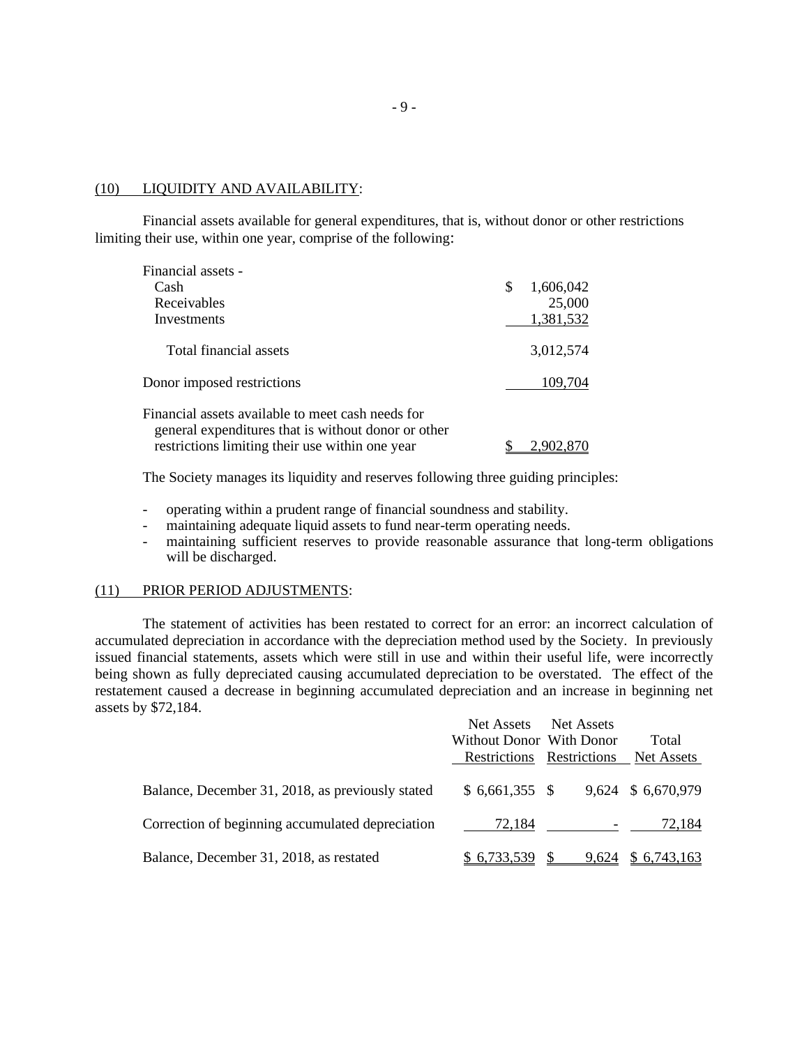## (10) LIQUIDITY AND AVAILABILITY:

Financial assets available for general expenditures, that is, without donor or other restrictions limiting their use, within one year, comprise of the following:

| | |
|---|---|
| Financial assets - | |
| Cash | $ 1,606,042 |
| Receivables | 25,000 |
| Investments | 1,381,532 |
| Total financial assets | 3,012,574 |
| Donor imposed restrictions | 109,704 |
| Financial assets available to meet cash needs for general expenditures that is without donor or other restrictions limiting their use within one year | $ 2,902,870 |

The Society manages its liquidity and reserves following three guiding principles:

- operating within a prudent range of financial soundness and stability.
- maintaining adequate liquid assets to fund near-term operating needs.
- maintaining sufficient reserves to provide reasonable assurance that long-term obligations will be discharged.

## (11) PRIOR PERIOD ADJUSTMENTS:

The statement of activities has been restated to correct for an error: an incorrect calculation of accumulated depreciation in accordance with the depreciation method used by the Society. In previously issued financial statements, assets which were still in use and within their useful life, were incorrectly being shown as fully depreciated causing accumulated depreciation to be overstated. The effect of the restatement caused a decrease in beginning accumulated depreciation and an increase in beginning net assets by $72,184.

| | Net Assets Without Donor Restrictions | Net Assets With Donor Restrictions | Total Net Assets |
|---|---|---|---|
| Balance, December 31, 2018, as previously stated | $ 6,661,355 | $ 9,624 | $ 6,670,979 |
| Correction of beginning accumulated depreciation | 72,184 | - | 72,184 |
| Balance, December 31, 2018, as restated | $ 6,733,539 | $ 9,624 | $ 6,743,163 |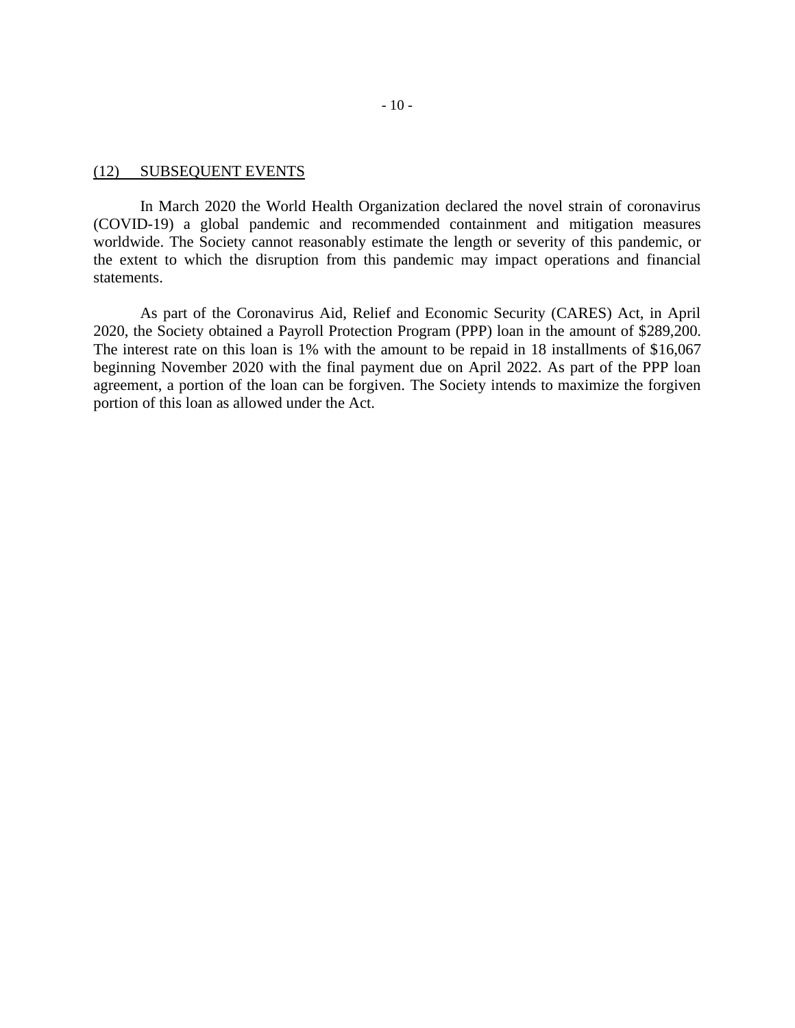## (12) SUBSEQUENT EVENTS

In March 2020 the World Health Organization declared the novel strain of coronavirus (COVID-19) a global pandemic and recommended containment and mitigation measures worldwide. The Society cannot reasonably estimate the length or severity of this pandemic, or the extent to which the disruption from this pandemic may impact operations and financial statements.

As part of the Coronavirus Aid, Relief and Economic Security (CARES) Act, in April 2020, the Society obtained a Payroll Protection Program (PPP) loan in the amount of $289,200. The interest rate on this loan is 1% with the amount to be repaid in 18 installments of $16,067 beginning November 2020 with the final payment due on April 2022. As part of the PPP loan agreement, a portion of the loan can be forgiven. The Society intends to maximize the forgiven portion of this loan as allowed under the Act.